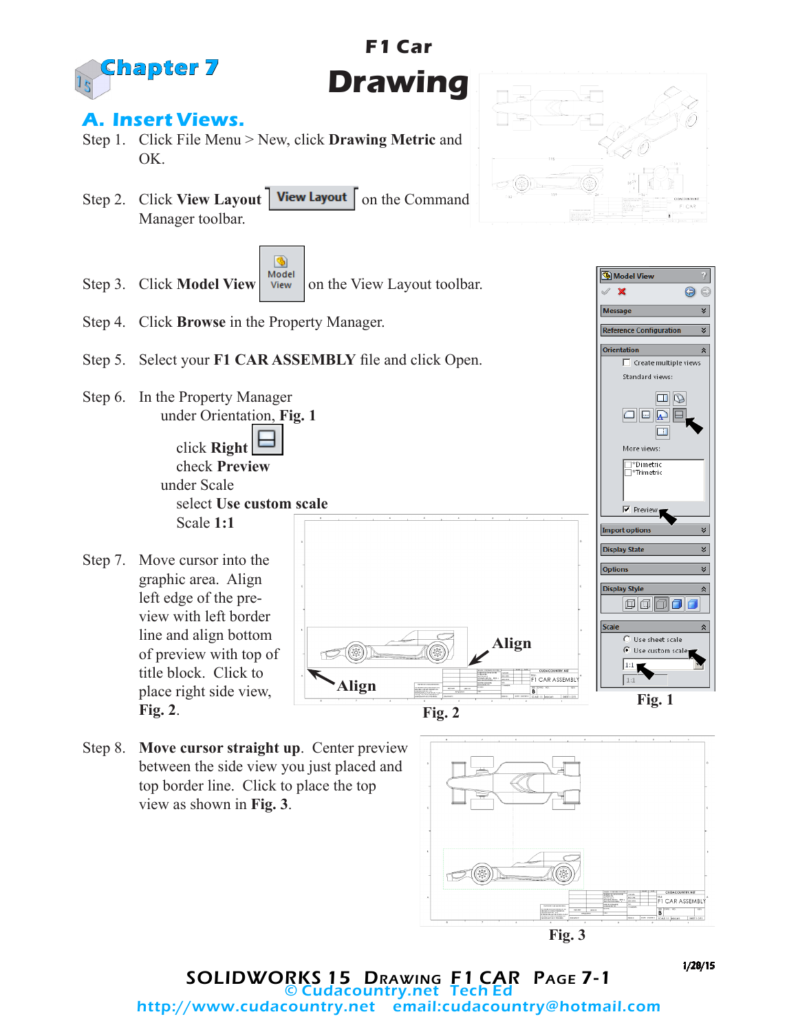# Chapter 7

## F1 Car Drawing

### A. Insert Views.

Step 1. Click File Menu > New, click **Drawing Metric** and OK.

Step 2. Click **View Layout** on the Command Manager toolbar.

Step 3. Click **Model View** on the View Layout toolbar.

Step 4. Click **Browse** in the Property Manager.

Step 5. Select your **F1 CAR ASSEMBLY** file and click Open.

Step 6. In the Property Manager
under Orientation, **Fig. 1**
click **Right**
check **Preview**
under Scale
select **Use custom scale**
Scale **1:1**

Step 7. Move cursor into the graphic area. Align left edge of the preview with left border line and align bottom of preview with top of title block. Click to place right side view, **Fig. 2**.

**Fig. 2**

**Fig. 1**

Step 8. **Move cursor straight up**. Center preview between the side view you just placed and top border line. Click to place the top view as shown in **Fig. 3**.

**Fig. 3**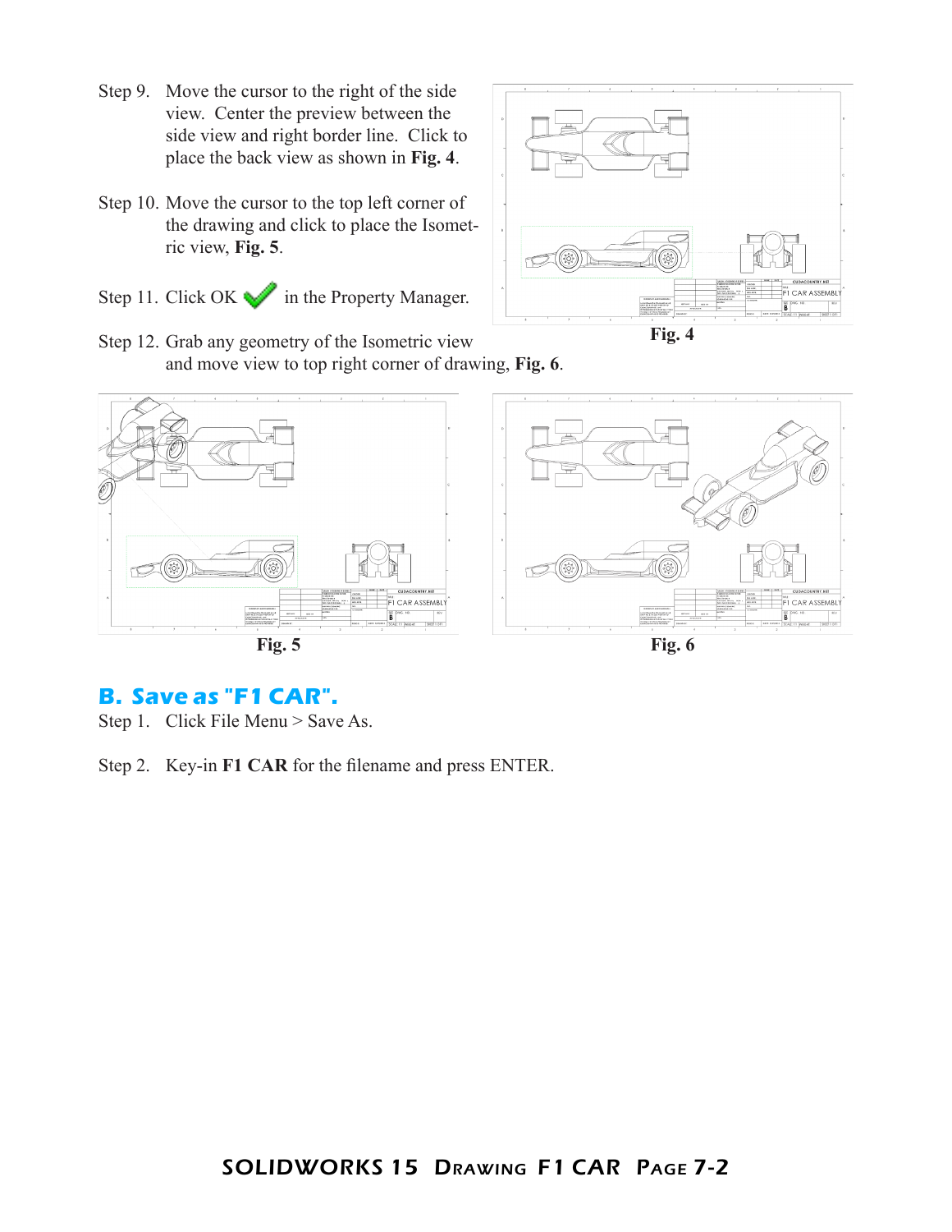Step 9. Move the cursor to the right of the side view. Center the preview between the side view and right border line. Click to place the back view as shown in **Fig. 4**.

Step 10. Move the cursor to the top left corner of the drawing and click to place the Isometric view, **Fig. 5**.

Step 11. Click OK in the Property Manager.

Step 12. Grab any geometry of the Isometric view and move view to top right corner of drawing, **Fig. 6**.

**Fig. 4**

**Fig. 5**

**Fig. 6**

## B. Save as "F1 CAR".

Step 1. Click File Menu > Save As.

Step 2. Key-in **F1 CAR** for the filename and press ENTER.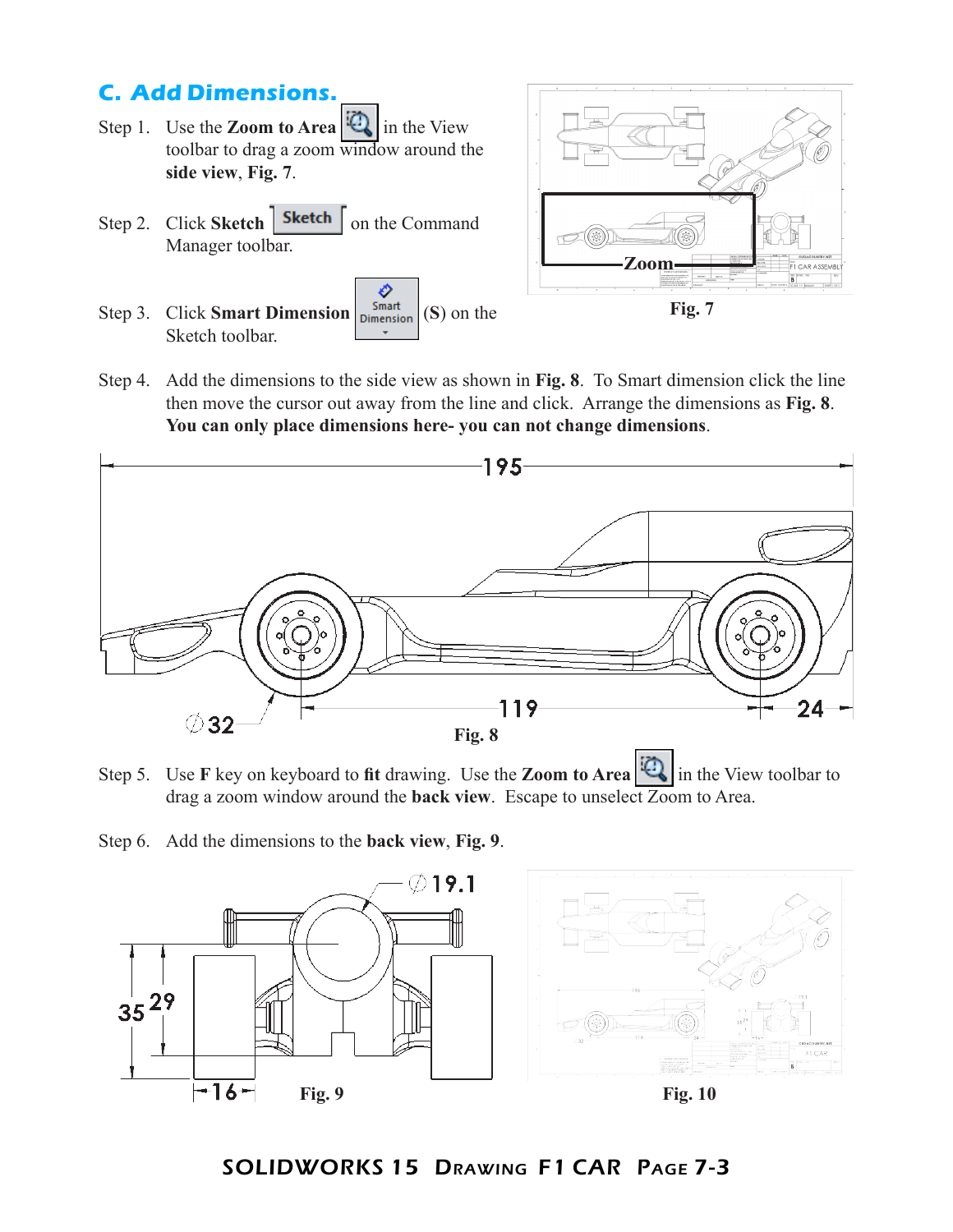## C. Add Dimensions.

Step 1. Use the **Zoom to Area** in the View toolbar to drag a zoom window around the **side view**, **Fig. 7**.

Step 2. Click **Sketch** on the Command Manager toolbar.

Step 3. Click **Smart Dimension** (**S**) on the Sketch toolbar.

Fig. 7

Step 4. Add the dimensions to the side view as shown in **Fig. 8**. To Smart dimension click the line then move the cursor out away from the line and click. Arrange the dimensions as **Fig. 8**. **You can only place dimensions here- you can not change dimensions**.

Fig. 8

Step 5. Use **F** key on keyboard to **fit** drawing. Use the **Zoom to Area** in the View toolbar to drag a zoom window around the **back view**. Escape to unselect Zoom to Area.

Step 6. Add the dimensions to the **back view**, **Fig. 9**.

Fig. 9

Fig. 10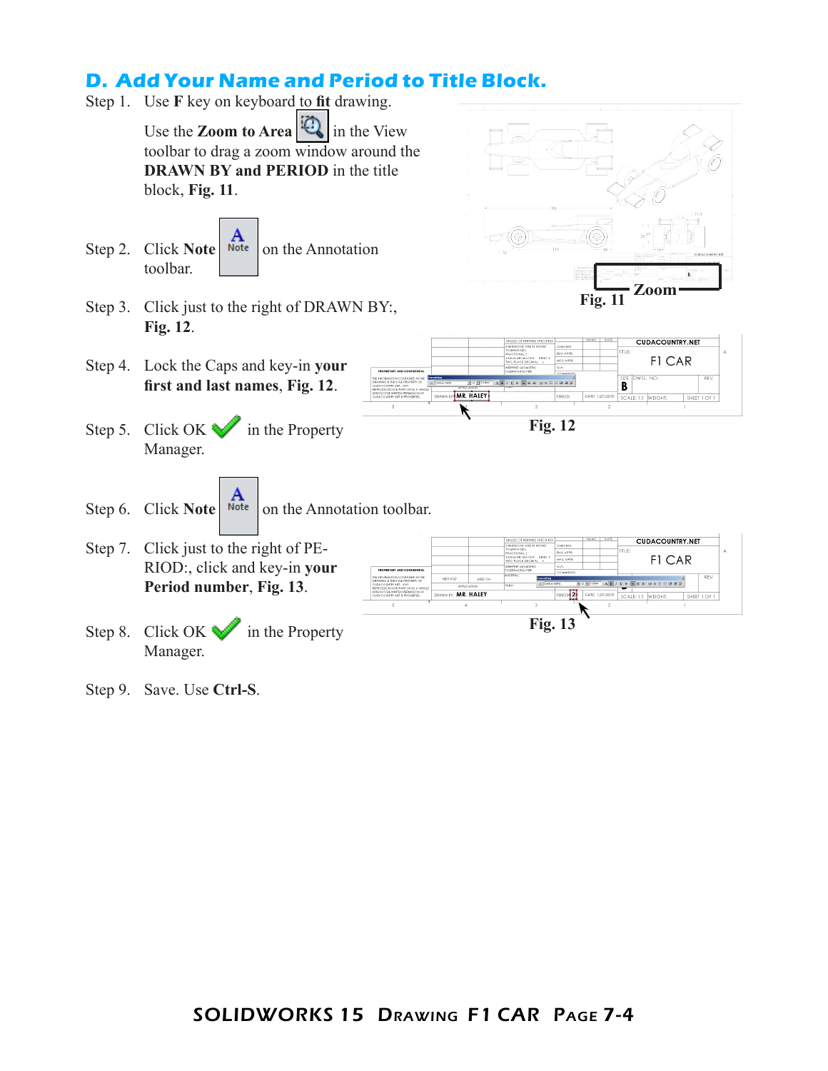## D. Add Your Name and Period to Title Block.

Step 1. Use **F** key on keyboard to **fit** drawing.

Use the **Zoom to Area** in the View toolbar to drag a zoom window around the **DRAWN BY and PERIOD** in the title block, **Fig. 11**.

Zoom

Fig. 11

Step 2. Click **Note** on the Annotation toolbar.

Step 3. Click just to the right of DRAWN BY:, **Fig. 12**.

Step 4. Lock the Caps and key-in **your first and last names**, **Fig. 12**.

Step 5. Click OK in the Property Manager.

Fig. 12

Step 6. Click **Note** on the Annotation toolbar.

Step 7. Click just to the right of PERIOD:, click and key-in **your Period number**, **Fig. 13**.

Step 8. Click OK in the Property Manager.

Fig. 13

Step 9. Save. Use **Ctrl-S**.